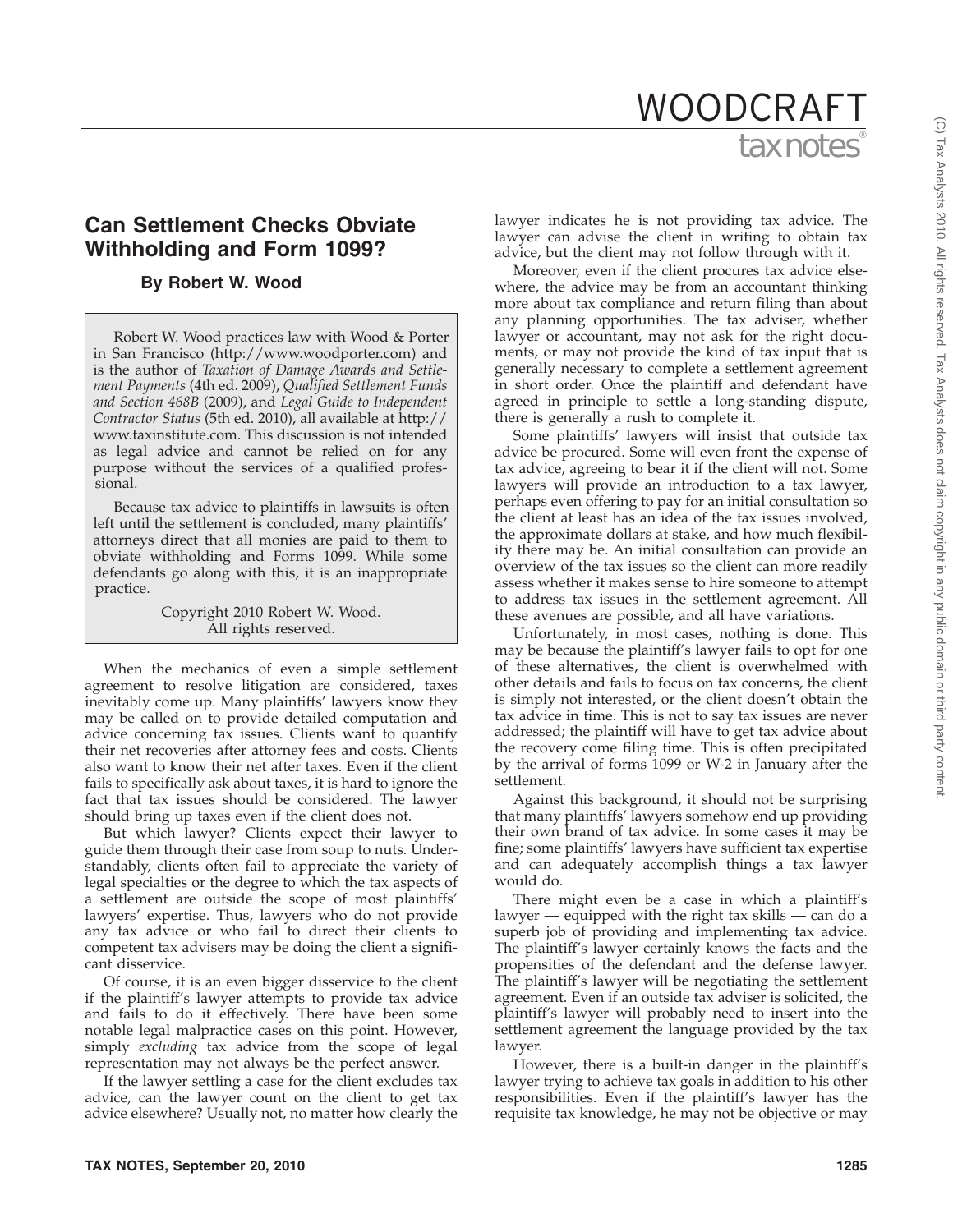# Can Settlement Checks Obviate Withholding and Form 1099?

**By Robert W. Wood**

Robert W. Wood practices law with Wood & Porter in San Francisco (http://www.woodporter.com) and is the author of *Taxation of Damage Awards and Settlement Payments* (4th ed. 2009), *Qualified Settlement Funds and Section 468B* (2009), and *Legal Guide to Independent Contractor Status* (5th ed. 2010), all available at http://www.taxinstitute.com. This discussion is not intended as legal advice and cannot be relied on for any purpose without the services of a qualified professional.

Because tax advice to plaintiffs in lawsuits is often left until the settlement is concluded, many plaintiffs' attorneys direct that all monies are paid to them to obviate withholding and Forms 1099. While some defendants go along with this, it is an inappropriate practice.

Copyright 2010 Robert W. Wood. All rights reserved.

When the mechanics of even a simple settlement agreement to resolve litigation are considered, taxes inevitably come up. Many plaintiffs' lawyers know they may be called on to provide detailed computation and advice concerning tax issues. Clients want to quantify their net recoveries after attorney fees and costs. Clients also want to know their net after taxes. Even if the client fails to specifically ask about taxes, it is hard to ignore the fact that tax issues should be considered. The lawyer should bring up taxes even if the client does not.

But which lawyer? Clients expect their lawyer to guide them through their case from soup to nuts. Understandably, clients often fail to appreciate the variety of legal specialties or the degree to which the tax aspects of a settlement are outside the scope of most plaintiffs' lawyers' expertise. Thus, lawyers who do not provide any tax advice or who fail to direct their clients to competent tax advisers may be doing the client a significant disservice.

Of course, it is an even bigger disservice to the client if the plaintiff's lawyer attempts to provide tax advice and fails to do it effectively. There have been some notable legal malpractice cases on this point. However, simply *excluding* tax advice from the scope of legal representation may not always be the perfect answer.

If the lawyer settling a case for the client excludes tax advice, can the lawyer count on the client to get tax advice elsewhere? Usually not, no matter how clearly the lawyer indicates he is not providing tax advice. The lawyer can advise the client in writing to obtain tax advice, but the client may not follow through with it.

Moreover, even if the client procures tax advice elsewhere, the advice may be from an accountant thinking more about tax compliance and return filing than about any planning opportunities. The tax adviser, whether lawyer or accountant, may not ask for the right documents, or may not provide the kind of tax input that is generally necessary to complete a settlement agreement in short order. Once the plaintiff and defendant have agreed in principle to settle a long-standing dispute, there is generally a rush to complete it.

Some plaintiffs' lawyers will insist that outside tax advice be procured. Some will even front the expense of tax advice, agreeing to bear it if the client will not. Some lawyers will provide an introduction to a tax lawyer, perhaps even offering to pay for an initial consultation so the client at least has an idea of the tax issues involved, the approximate dollars at stake, and how much flexibility there may be. An initial consultation can provide an overview of the tax issues so the client can more readily assess whether it makes sense to hire someone to attempt to address tax issues in the settlement agreement. All these avenues are possible, and all have variations.

Unfortunately, in most cases, nothing is done. This may be because the plaintiff's lawyer fails to opt for one of these alternatives, the client is overwhelmed with other details and fails to focus on tax concerns, the client is simply not interested, or the client doesn't obtain the tax advice in time. This is not to say tax issues are never addressed; the plaintiff will have to get tax advice about the recovery come filing time. This is often precipitated by the arrival of forms 1099 or W-2 in January after the settlement.

Against this background, it should not be surprising that many plaintiffs' lawyers somehow end up providing their own brand of tax advice. In some cases it may be fine; some plaintiffs' lawyers have sufficient tax expertise and can adequately accomplish things a tax lawyer would do.

There might even be a case in which a plaintiff's lawyer — equipped with the right tax skills — can do a superb job of providing and implementing tax advice. The plaintiff's lawyer certainly knows the facts and the propensities of the defendant and the defense lawyer. The plaintiff's lawyer will be negotiating the settlement agreement. Even if an outside tax adviser is solicited, the plaintiff's lawyer will probably need to insert into the settlement agreement the language provided by the tax lawyer.

However, there is a built-in danger in the plaintiff's lawyer trying to achieve tax goals in addition to his other responsibilities. Even if the plaintiff's lawyer has the requisite tax knowledge, he may not be objective or may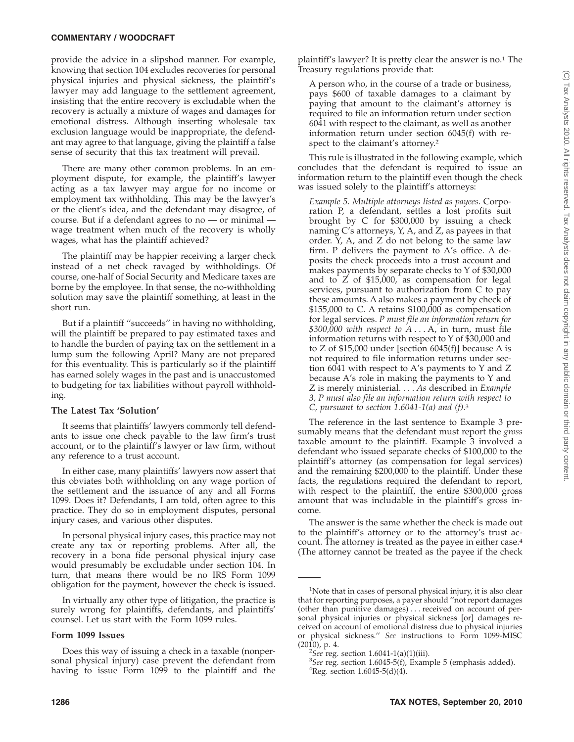provide the advice in a slipshod manner. For example, knowing that section 104 excludes recoveries for personal physical injuries and physical sickness, the plaintiff's lawyer may add language to the settlement agreement, insisting that the entire recovery is excludable when the recovery is actually a mixture of wages and damages for emotional distress. Although inserting wholesale tax exclusion language would be inappropriate, the defendant may agree to that language, giving the plaintiff a false sense of security that this tax treatment will prevail.

There are many other common problems. In an employment dispute, for example, the plaintiff's lawyer acting as a tax lawyer may argue for no income or employment tax withholding. This may be the lawyer's or the client's idea, and the defendant may disagree, of course. But if a defendant agrees to no — or minimal — wage treatment when much of the recovery is wholly wages, what has the plaintiff achieved?

The plaintiff may be happier receiving a larger check instead of a net check ravaged by withholdings. Of course, one-half of Social Security and Medicare taxes are borne by the employee. In that sense, the no-withholding solution may save the plaintiff something, at least in the short run.

But if a plaintiff "succeeds" in having no withholding, will the plaintiff be prepared to pay estimated taxes and to handle the burden of paying tax on the settlement in a lump sum the following April? Many are not prepared for this eventuality. This is particularly so if the plaintiff has earned solely wages in the past and is unaccustomed to budgeting for tax liabilities without payroll withholding.

### The Latest Tax 'Solution'

It seems that plaintiffs' lawyers commonly tell defendants to issue one check payable to the law firm's trust account, or to the plaintiff's lawyer or law firm, without any reference to a trust account.

In either case, many plaintiffs' lawyers now assert that this obviates both withholding on any wage portion of the settlement and the issuance of any and all Forms 1099. Does it? Defendants, I am told, often agree to this practice. They do so in employment disputes, personal injury cases, and various other disputes.

In personal physical injury cases, this practice may not create any tax or reporting problems. After all, the recovery in a bona fide personal physical injury case would presumably be excludable under section 104. In turn, that means there would be no IRS Form 1099 obligation for the payment, however the check is issued.

In virtually any other type of litigation, the practice is surely wrong for plaintiffs, defendants, and plaintiffs' counsel. Let us start with the Form 1099 rules.

### Form 1099 Issues

Does this way of issuing a check in a taxable (nonpersonal physical injury) case prevent the defendant from having to issue Form 1099 to the plaintiff and the plaintiff's lawyer? It is pretty clear the answer is no.[1] The Treasury regulations provide that:

> A person who, in the course of a trade or business, pays $600 of taxable damages to a claimant by paying that amount to the claimant's attorney is required to file an information return under section 6041 with respect to the claimant, as well as another information return under section 6045(f) with respect to the claimant's attorney.[2]

This rule is illustrated in the following example, which concludes that the defendant is required to issue an information return to the plaintiff even though the check was issued solely to the plaintiff's attorneys:

> *Example 5. Multiple attorneys listed as payees*. Corporation P, a defendant, settles a lost profits suit brought by C for $300,000 by issuing a check naming C's attorneys, Y, A, and Z, as payees in that order. Y, A, and Z do not belong to the same law firm. P delivers the payment to A's office. A deposits the check proceeds into a trust account and makes payments by separate checks to Y of $30,000 and to Z of $15,000, as compensation for legal services, pursuant to authorization from C to pay these amounts. A also makes a payment by check of $155,000 to C. A retains $100,000 as compensation for legal services. *P must file an information return for $300,000 with respect to A* . . . A, in turn, must file information returns with respect to Y of $30,000 and to Z of $15,000 under [section 6045(f)] because A is not required to file information returns under section 6041 with respect to A's payments to Y and Z because A's role in making the payments to Y and Z is merely ministerial. . . . *As* described in *Example 3, P must also file an information return with respect to C, pursuant to section 1.6041-1(a) and (f)*.[3]

The reference in the last sentence to Example 3 presumably means that the defendant must report the *gross* taxable amount to the plaintiff. Example 3 involved a defendant who issued separate checks of $100,000 to the plaintiff's attorney (as compensation for legal services) and the remaining $200,000 to the plaintiff. Under these facts, the regulations required the defendant to report, with respect to the plaintiff, the entire $300,000 gross amount that was includable in the plaintiff's gross income.

The answer is the same whether the check is made out to the plaintiff's attorney or to the attorney's trust account. The attorney is treated as the payee in either case.[4] (The attorney cannot be treated as the payee if the check

---

[1]Note that in cases of personal physical injury, it is also clear that for reporting purposes, a payer should "not report damages (other than punitive damages) . . . received on account of personal physical injuries or physical sickness [or] damages received on account of emotional distress due to physical injuries or physical sickness." *See* instructions to Form 1099-MISC (2010), p. 4.

[2]*See* reg. section 1.6041-1(a)(1)(iii).

[3]*See* reg. section 1.6045-5(f), Example 5 (emphasis added).

[4]Reg. section 1.6045-5(d)(4).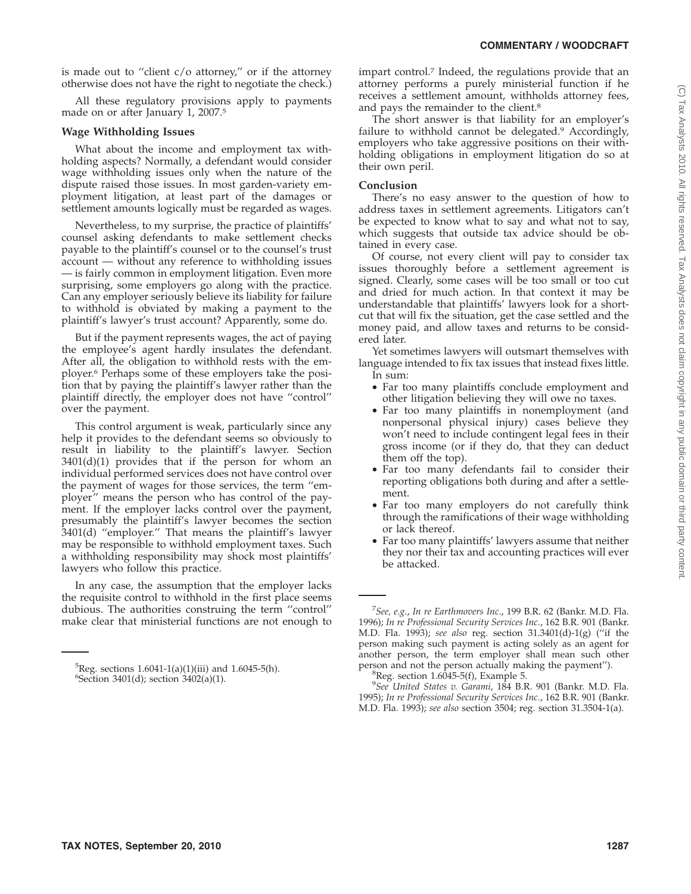is made out to ''client c/o attorney,'' or if the attorney otherwise does not have the right to negotiate the check.)

All these regulatory provisions apply to payments made on or after January 1, 2007.[5]

**Wage Withholding Issues**

What about the income and employment tax withholding aspects? Normally, a defendant would consider wage withholding issues only when the nature of the dispute raised those issues. In most garden-variety employment litigation, at least part of the damages or settlement amounts logically must be regarded as wages.

Nevertheless, to my surprise, the practice of plaintiffs' counsel asking defendants to make settlement checks payable to the plaintiff's counsel or to the counsel's trust account — without any reference to withholding issues — is fairly common in employment litigation. Even more surprising, some employers go along with the practice. Can any employer seriously believe its liability for failure to withhold is obviated by making a payment to the plaintiff's lawyer's trust account? Apparently, some do.

But if the payment represents wages, the act of paying the employee's agent hardly insulates the defendant. After all, the obligation to withhold rests with the employer.[6] Perhaps some of these employers take the position that by paying the plaintiff's lawyer rather than the plaintiff directly, the employer does not have ''control'' over the payment.

This control argument is weak, particularly since any help it provides to the defendant seems so obviously to result in liability to the plaintiff's lawyer. Section 3401(d)(1) provides that if the person for whom an individual performed services does not have control over the payment of wages for those services, the term ''employer'' means the person who has control of the payment. If the employer lacks control over the payment, presumably the plaintiff's lawyer becomes the section 3401(d) ''employer.'' That means the plaintiff's lawyer may be responsible to withhold employment taxes. Such a withholding responsibility may shock most plaintiffs' lawyers who follow this practice.

In any case, the assumption that the employer lacks the requisite control to withhold in the first place seems dubious. The authorities construing the term ''control'' make clear that ministerial functions are not enough to impart control.[7] Indeed, the regulations provide that an attorney performs a purely ministerial function if he receives a settlement amount, withholds attorney fees, and pays the remainder to the client.[8]

The short answer is that liability for an employer's failure to withhold cannot be delegated.[9] Accordingly, employers who take aggressive positions on their withholding obligations in employment litigation do so at their own peril.

**Conclusion**

There's no easy answer to the question of how to address taxes in settlement agreements. Litigators can't be expected to know what to say and what not to say, which suggests that outside tax advice should be obtained in every case.

Of course, not every client will pay to consider tax issues thoroughly before a settlement agreement is signed. Clearly, some cases will be too small or too cut and dried for much action. In that context it may be understandable that plaintiffs' lawyers look for a shortcut that will fix the situation, get the case settled and the money paid, and allow taxes and returns to be considered later.

Yet sometimes lawyers will outsmart themselves with language intended to fix tax issues that instead fixes little. In sum:

- Far too many plaintiffs conclude employment and other litigation believing they will owe no taxes.
- Far too many plaintiffs in nonemployment (and nonpersonal physical injury) cases believe they won't need to include contingent legal fees in their gross income (or if they do, that they can deduct them off the top).
- Far too many defendants fail to consider their reporting obligations both during and after a settlement.
- Far too many employers do not carefully think through the ramifications of their wage withholding or lack thereof.
- Far too many plaintiffs' lawyers assume that neither they nor their tax and accounting practices will ever be attacked.

---

[5] Reg. sections 1.6041-1(a)(1)(iii) and 1.6045-5(h).

[6] Section 3401(d); section 3402(a)(1).

[7] *See, e.g.*, *In re Earthmovers Inc.*, 199 B.R. 62 (Bankr. M.D. Fla. 1996); *In re Professional Security Services Inc.*, 162 B.R. 901 (Bankr. M.D. Fla. 1993); *see also* reg. section 31.3401(d)-1(g) (''if the person making such payment is acting solely as an agent for another person, the term employer shall mean such other person and not the person actually making the payment'').

[8] Reg. section 1.6045-5(f), Example 5.

[9] *See United States v. Garami*, 184 B.R. 901 (Bankr. M.D. Fla. 1995); *In re Professional Security Services Inc.*, 162 B.R. 901 (Bankr. M.D. Fla. 1993); *see also* section 3504; reg. section 31.3504-1(a).